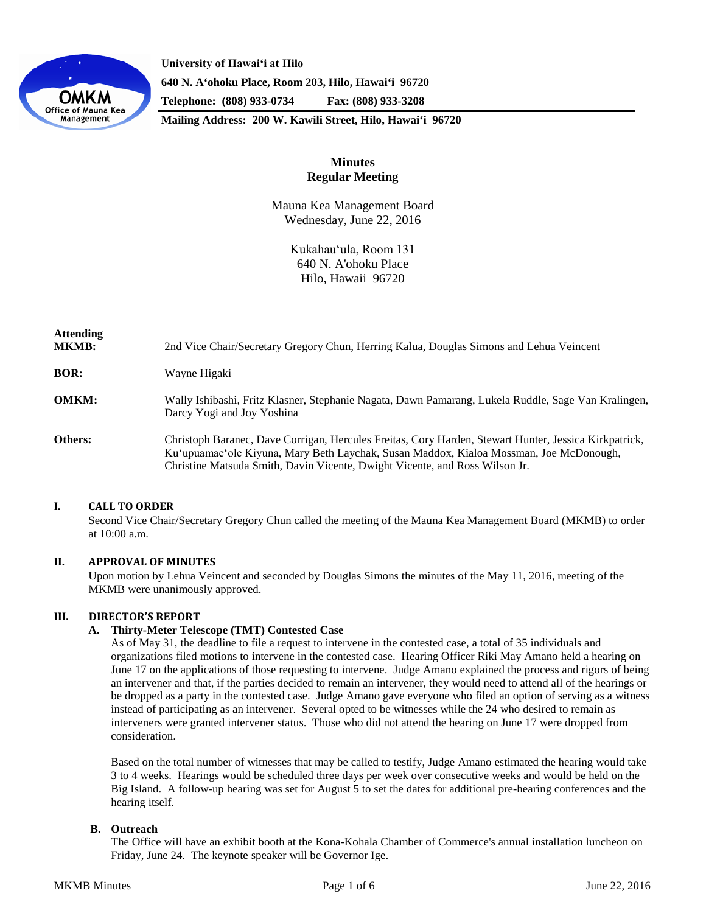University of Hawaiʻi at Hilo
640 N. Aʻohoku Place, Room 203, Hilo, Hawaiʻi 96720
Telephone: (808) 933-0734 Fax: (808) 933-3208
Mailing Address: 200 W. Kawili Street, Hilo, Hawaiʻi 96720

# Minutes
## Regular Meeting

Mauna Kea Management Board
Wednesday, June 22, 2016

Kukahauʻula, Room 131
640 N. A'ohoku Place
Hilo, Hawaii 96720

**Attending MKMB:** 2nd Vice Chair/Secretary Gregory Chun, Herring Kalua, Douglas Simons and Lehua Veincent

**BOR:** Wayne Higaki

**OMKM:** Wally Ishibashi, Fritz Klasner, Stephanie Nagata, Dawn Pamarang, Lukela Ruddle, Sage Van Kralingen, Darcy Yogi and Joy Yoshina

**Others:** Christoph Baranec, Dave Corrigan, Hercules Freitas, Cory Harden, Stewart Hunter, Jessica Kirkpatrick, Kuʻupuamaeʻole Kiyuna, Mary Beth Laychak, Susan Maddox, Kialoa Mossman, Joe McDonough, Christine Matsuda Smith, Davin Vicente, Dwight Vicente, and Ross Wilson Jr.

### I. CALL TO ORDER

Second Vice Chair/Secretary Gregory Chun called the meeting of the Mauna Kea Management Board (MKMB) to order at 10:00 a.m.

### II. APPROVAL OF MINUTES

Upon motion by Lehua Veincent and seconded by Douglas Simons the minutes of the May 11, 2016, meeting of the MKMB were unanimously approved.

### III. DIRECTOR'S REPORT

#### A. Thirty-Meter Telescope (TMT) Contested Case

As of May 31, the deadline to file a request to intervene in the contested case, a total of 35 individuals and organizations filed motions to intervene in the contested case. Hearing Officer Riki May Amano held a hearing on June 17 on the applications of those requesting to intervene. Judge Amano explained the process and rigors of being an intervener and that, if the parties decided to remain an intervener, they would need to attend all of the hearings or be dropped as a party in the contested case. Judge Amano gave everyone who filed an option of serving as a witness instead of participating as an intervener. Several opted to be witnesses while the 24 who desired to remain as interveners were granted intervener status. Those who did not attend the hearing on June 17 were dropped from consideration.

Based on the total number of witnesses that may be called to testify, Judge Amano estimated the hearing would take 3 to 4 weeks. Hearings would be scheduled three days per week over consecutive weeks and would be held on the Big Island. A follow-up hearing was set for August 5 to set the dates for additional pre-hearing conferences and the hearing itself.

#### B. Outreach

The Office will have an exhibit booth at the Kona-Kohala Chamber of Commerce's annual installation luncheon on Friday, June 24. The keynote speaker will be Governor Ige.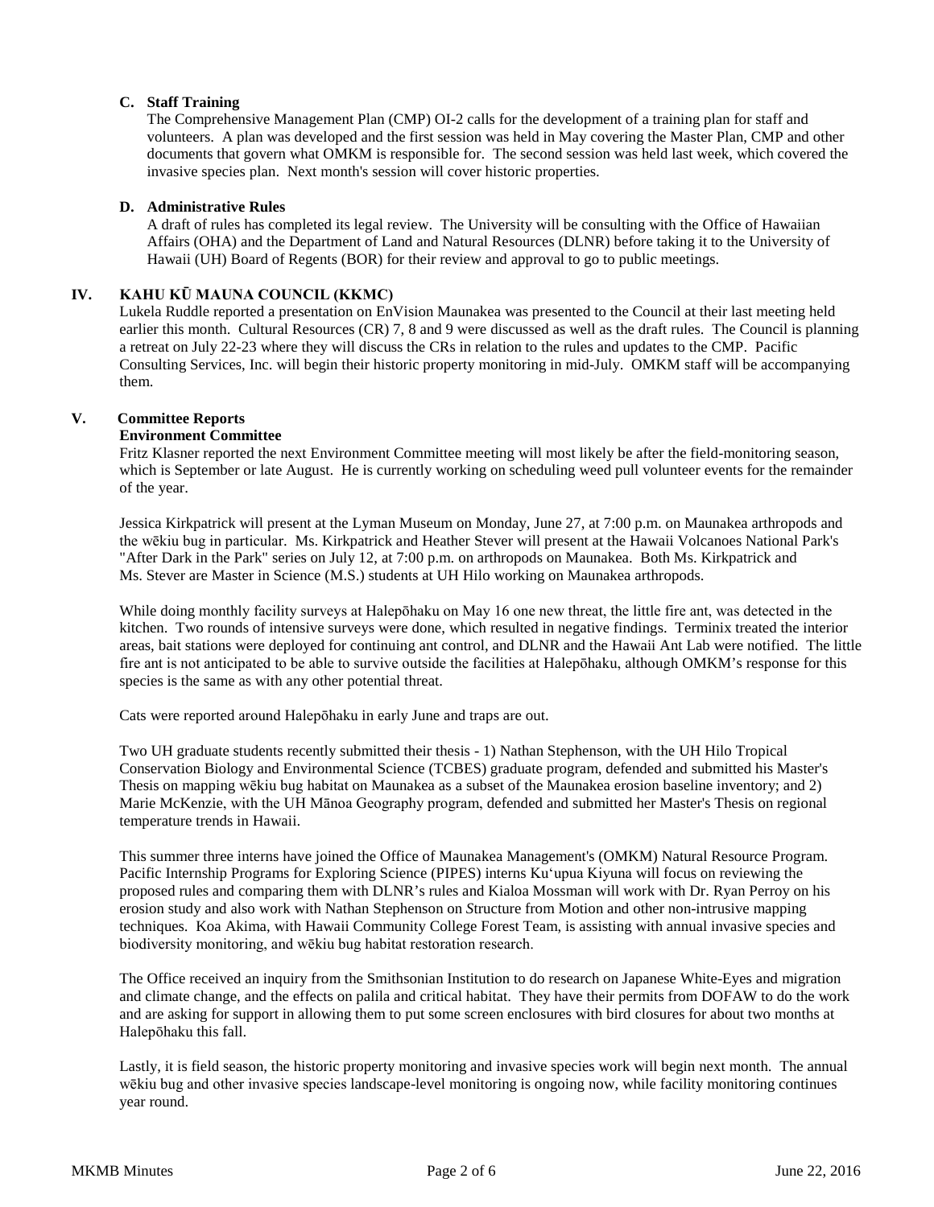### C. Staff Training

The Comprehensive Management Plan (CMP) OI-2 calls for the development of a training plan for staff and volunteers. A plan was developed and the first session was held in May covering the Master Plan, CMP and other documents that govern what OMKM is responsible for. The second session was held last week, which covered the invasive species plan. Next month's session will cover historic properties.

### D. Administrative Rules

A draft of rules has completed its legal review. The University will be consulting with the Office of Hawaiian Affairs (OHA) and the Department of Land and Natural Resources (DLNR) before taking it to the University of Hawaii (UH) Board of Regents (BOR) for their review and approval to go to public meetings.

## IV. KAHU KŪ MAUNA COUNCIL (KKMC)

Lukela Ruddle reported a presentation on EnVision Maunakea was presented to the Council at their last meeting held earlier this month. Cultural Resources (CR) 7, 8 and 9 were discussed as well as the draft rules. The Council is planning a retreat on July 22-23 where they will discuss the CRs in relation to the rules and updates to the CMP. Pacific Consulting Services, Inc. will begin their historic property monitoring in mid-July. OMKM staff will be accompanying them.

## V. Committee Reports

### Environment Committee

Fritz Klasner reported the next Environment Committee meeting will most likely be after the field-monitoring season, which is September or late August. He is currently working on scheduling weed pull volunteer events for the remainder of the year.

Jessica Kirkpatrick will present at the Lyman Museum on Monday, June 27, at 7:00 p.m. on Maunakea arthropods and the wēkiu bug in particular. Ms. Kirkpatrick and Heather Stever will present at the Hawaii Volcanoes National Park's "After Dark in the Park" series on July 12, at 7:00 p.m. on arthropods on Maunakea. Both Ms. Kirkpatrick and Ms. Stever are Master in Science (M.S.) students at UH Hilo working on Maunakea arthropods.

While doing monthly facility surveys at Halepōhaku on May 16 one new threat, the little fire ant, was detected in the kitchen. Two rounds of intensive surveys were done, which resulted in negative findings. Terminix treated the interior areas, bait stations were deployed for continuing ant control, and DLNR and the Hawaii Ant Lab were notified. The little fire ant is not anticipated to be able to survive outside the facilities at Halepōhaku, although OMKM's response for this species is the same as with any other potential threat.

Cats were reported around Halepōhaku in early June and traps are out.

Two UH graduate students recently submitted their thesis - 1) Nathan Stephenson, with the UH Hilo Tropical Conservation Biology and Environmental Science (TCBES) graduate program, defended and submitted his Master's Thesis on mapping wēkiu bug habitat on Maunakea as a subset of the Maunakea erosion baseline inventory; and 2) Marie McKenzie, with the UH Mānoa Geography program, defended and submitted her Master's Thesis on regional temperature trends in Hawaii.

This summer three interns have joined the Office of Maunakea Management's (OMKM) Natural Resource Program. Pacific Internship Programs for Exploring Science (PIPES) interns Ku'upua Kiyuna will focus on reviewing the proposed rules and comparing them with DLNR's rules and Kialoa Mossman will work with Dr. Ryan Perroy on his erosion study and also work with Nathan Stephenson on *S*tructure from Motion and other non-intrusive mapping techniques. Koa Akima, with Hawaii Community College Forest Team, is assisting with annual invasive species and biodiversity monitoring, and wēkiu bug habitat restoration research.

The Office received an inquiry from the Smithsonian Institution to do research on Japanese White-Eyes and migration and climate change, and the effects on palila and critical habitat. They have their permits from DOFAW to do the work and are asking for support in allowing them to put some screen enclosures with bird closures for about two months at Halepōhaku this fall.

Lastly, it is field season, the historic property monitoring and invasive species work will begin next month. The annual wēkiu bug and other invasive species landscape-level monitoring is ongoing now, while facility monitoring continues year round.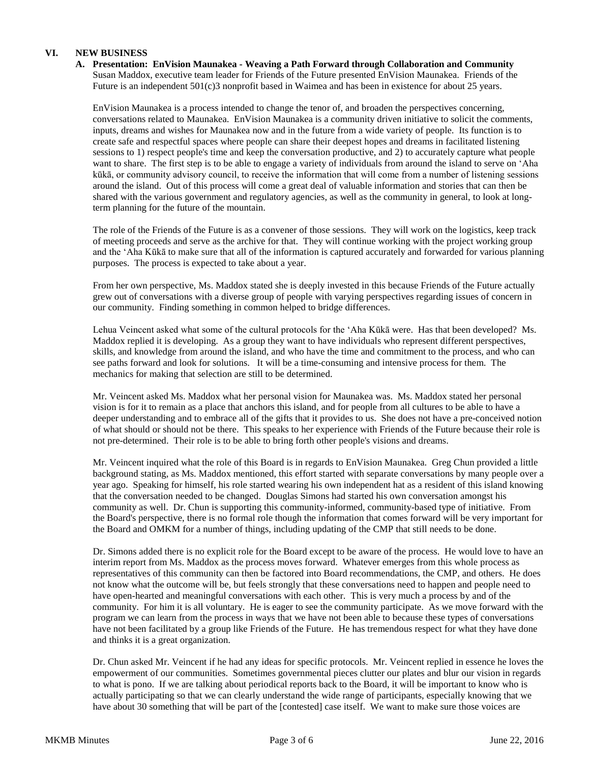## VI. NEW BUSINESS

### A. Presentation: EnVision Maunakea - Weaving a Path Forward through Collaboration and Community

Susan Maddox, executive team leader for Friends of the Future presented EnVision Maunakea. Friends of the Future is an independent 501(c)3 nonprofit based in Waimea and has been in existence for about 25 years.

EnVision Maunakea is a process intended to change the tenor of, and broaden the perspectives concerning, conversations related to Maunakea. EnVision Maunakea is a community driven initiative to solicit the comments, inputs, dreams and wishes for Maunakea now and in the future from a wide variety of people. Its function is to create safe and respectful spaces where people can share their deepest hopes and dreams in facilitated listening sessions to 1) respect people's time and keep the conversation productive, and 2) to accurately capture what people want to share. The first step is to be able to engage a variety of individuals from around the island to serve on ʻAha kūkā, or community advisory council, to receive the information that will come from a number of listening sessions around the island. Out of this process will come a great deal of valuable information and stories that can then be shared with the various government and regulatory agencies, as well as the community in general, to look at long-term planning for the future of the mountain.

The role of the Friends of the Future is as a convener of those sessions. They will work on the logistics, keep track of meeting proceeds and serve as the archive for that. They will continue working with the project working group and the ʻAha Kūkā to make sure that all of the information is captured accurately and forwarded for various planning purposes. The process is expected to take about a year.

From her own perspective, Ms. Maddox stated she is deeply invested in this because Friends of the Future actually grew out of conversations with a diverse group of people with varying perspectives regarding issues of concern in our community. Finding something in common helped to bridge differences.

Lehua Veincent asked what some of the cultural protocols for the ʻAha Kūkā were. Has that been developed? Ms. Maddox replied it is developing. As a group they want to have individuals who represent different perspectives, skills, and knowledge from around the island, and who have the time and commitment to the process, and who can see paths forward and look for solutions. It will be a time-consuming and intensive process for them. The mechanics for making that selection are still to be determined.

Mr. Veincent asked Ms. Maddox what her personal vision for Maunakea was. Ms. Maddox stated her personal vision is for it to remain as a place that anchors this island, and for people from all cultures to be able to have a deeper understanding and to embrace all of the gifts that it provides to us. She does not have a pre-conceived notion of what should or should not be there. This speaks to her experience with Friends of the Future because their role is not pre-determined. Their role is to be able to bring forth other people's visions and dreams.

Mr. Veincent inquired what the role of this Board is in regards to EnVision Maunakea. Greg Chun provided a little background stating, as Ms. Maddox mentioned, this effort started with separate conversations by many people over a year ago. Speaking for himself, his role started wearing his own independent hat as a resident of this island knowing that the conversation needed to be changed. Douglas Simons had started his own conversation amongst his community as well. Dr. Chun is supporting this community-informed, community-based type of initiative. From the Board's perspective, there is no formal role though the information that comes forward will be very important for the Board and OMKM for a number of things, including updating of the CMP that still needs to be done.

Dr. Simons added there is no explicit role for the Board except to be aware of the process. He would love to have an interim report from Ms. Maddox as the process moves forward. Whatever emerges from this whole process as representatives of this community can then be factored into Board recommendations, the CMP, and others. He does not know what the outcome will be, but feels strongly that these conversations need to happen and people need to have open-hearted and meaningful conversations with each other. This is very much a process by and of the community. For him it is all voluntary. He is eager to see the community participate. As we move forward with the program we can learn from the process in ways that we have not been able to because these types of conversations have not been facilitated by a group like Friends of the Future. He has tremendous respect for what they have done and thinks it is a great organization.

Dr. Chun asked Mr. Veincent if he had any ideas for specific protocols. Mr. Veincent replied in essence he loves the empowerment of our communities. Sometimes governmental pieces clutter our plates and blur our vision in regards to what is pono. If we are talking about periodical reports back to the Board, it will be important to know who is actually participating so that we can clearly understand the wide range of participants, especially knowing that we have about 30 something that will be part of the [contested] case itself. We want to make sure those voices are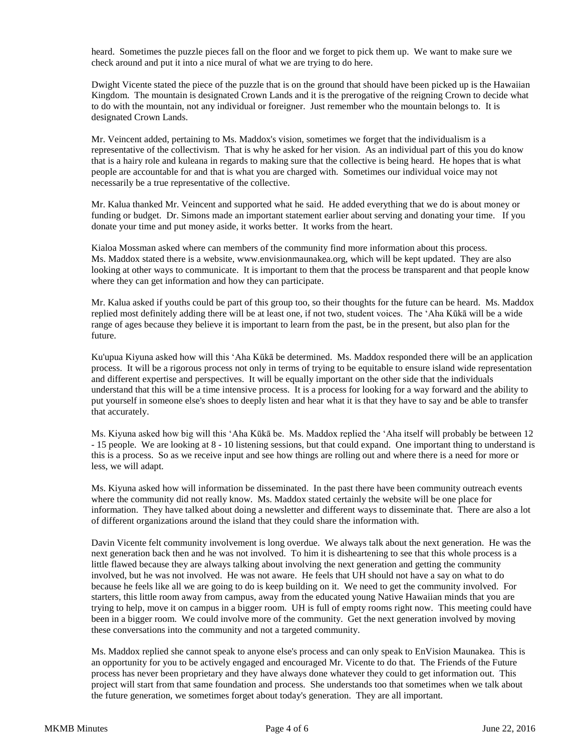heard. Sometimes the puzzle pieces fall on the floor and we forget to pick them up. We want to make sure we check around and put it into a nice mural of what we are trying to do here.

Dwight Vicente stated the piece of the puzzle that is on the ground that should have been picked up is the Hawaiian Kingdom. The mountain is designated Crown Lands and it is the prerogative of the reigning Crown to decide what to do with the mountain, not any individual or foreigner. Just remember who the mountain belongs to. It is designated Crown Lands.

Mr. Veincent added, pertaining to Ms. Maddox's vision, sometimes we forget that the individualism is a representative of the collectivism. That is why he asked for her vision. As an individual part of this you do know that is a hairy role and kuleana in regards to making sure that the collective is being heard. He hopes that is what people are accountable for and that is what you are charged with. Sometimes our individual voice may not necessarily be a true representative of the collective.

Mr. Kalua thanked Mr. Veincent and supported what he said. He added everything that we do is about money or funding or budget. Dr. Simons made an important statement earlier about serving and donating your time. If you donate your time and put money aside, it works better. It works from the heart.

Kialoa Mossman asked where can members of the community find more information about this process. Ms. Maddox stated there is a website, www.envisionmaunakea.org, which will be kept updated. They are also looking at other ways to communicate. It is important to them that the process be transparent and that people know where they can get information and how they can participate.

Mr. Kalua asked if youths could be part of this group too, so their thoughts for the future can be heard. Ms. Maddox replied most definitely adding there will be at least one, if not two, student voices. The ʻAha Kūkā will be a wide range of ages because they believe it is important to learn from the past, be in the present, but also plan for the future.

Ku'upua Kiyuna asked how will this ʻAha Kūkā be determined. Ms. Maddox responded there will be an application process. It will be a rigorous process not only in terms of trying to be equitable to ensure island wide representation and different expertise and perspectives. It will be equally important on the other side that the individuals understand that this will be a time intensive process. It is a process for looking for a way forward and the ability to put yourself in someone else's shoes to deeply listen and hear what it is that they have to say and be able to transfer that accurately.

Ms. Kiyuna asked how big will this ʻAha Kūkā be. Ms. Maddox replied the ʻAha itself will probably be between 12 - 15 people. We are looking at 8 - 10 listening sessions, but that could expand. One important thing to understand is this is a process. So as we receive input and see how things are rolling out and where there is a need for more or less, we will adapt.

Ms. Kiyuna asked how will information be disseminated. In the past there have been community outreach events where the community did not really know. Ms. Maddox stated certainly the website will be one place for information. They have talked about doing a newsletter and different ways to disseminate that. There are also a lot of different organizations around the island that they could share the information with.

Davin Vicente felt community involvement is long overdue. We always talk about the next generation. He was the next generation back then and he was not involved. To him it is disheartening to see that this whole process is a little flawed because they are always talking about involving the next generation and getting the community involved, but he was not involved. He was not aware. He feels that UH should not have a say on what to do because he feels like all we are going to do is keep building on it. We need to get the community involved. For starters, this little room away from campus, away from the educated young Native Hawaiian minds that you are trying to help, move it on campus in a bigger room. UH is full of empty rooms right now. This meeting could have been in a bigger room. We could involve more of the community. Get the next generation involved by moving these conversations into the community and not a targeted community.

Ms. Maddox replied she cannot speak to anyone else's process and can only speak to EnVision Maunakea. This is an opportunity for you to be actively engaged and encouraged Mr. Vicente to do that. The Friends of the Future process has never been proprietary and they have always done whatever they could to get information out. This project will start from that same foundation and process. She understands too that sometimes when we talk about the future generation, we sometimes forget about today's generation. They are all important.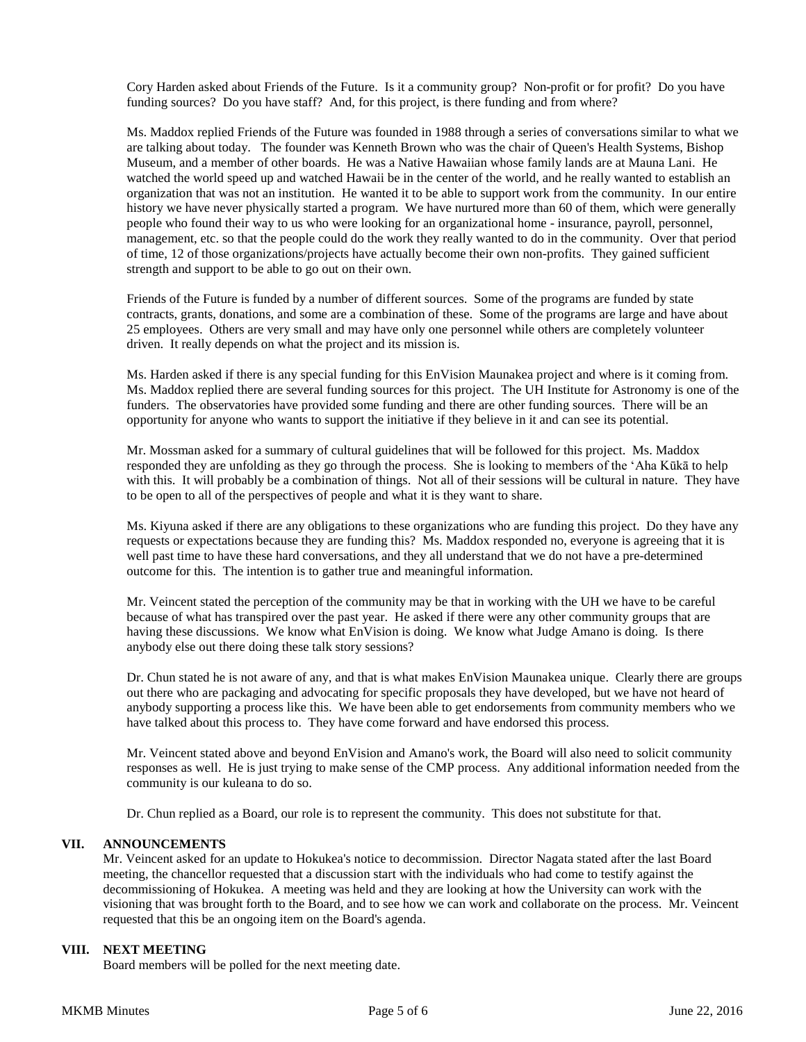Cory Harden asked about Friends of the Future. Is it a community group? Non-profit or for profit? Do you have funding sources? Do you have staff? And, for this project, is there funding and from where?

Ms. Maddox replied Friends of the Future was founded in 1988 through a series of conversations similar to what we are talking about today. The founder was Kenneth Brown who was the chair of Queen's Health Systems, Bishop Museum, and a member of other boards. He was a Native Hawaiian whose family lands are at Mauna Lani. He watched the world speed up and watched Hawaii be in the center of the world, and he really wanted to establish an organization that was not an institution. He wanted it to be able to support work from the community. In our entire history we have never physically started a program. We have nurtured more than 60 of them, which were generally people who found their way to us who were looking for an organizational home - insurance, payroll, personnel, management, etc. so that the people could do the work they really wanted to do in the community. Over that period of time, 12 of those organizations/projects have actually become their own non-profits. They gained sufficient strength and support to be able to go out on their own.

Friends of the Future is funded by a number of different sources. Some of the programs are funded by state contracts, grants, donations, and some are a combination of these. Some of the programs are large and have about 25 employees. Others are very small and may have only one personnel while others are completely volunteer driven. It really depends on what the project and its mission is.

Ms. Harden asked if there is any special funding for this EnVision Maunakea project and where is it coming from. Ms. Maddox replied there are several funding sources for this project. The UH Institute for Astronomy is one of the funders. The observatories have provided some funding and there are other funding sources. There will be an opportunity for anyone who wants to support the initiative if they believe in it and can see its potential.

Mr. Mossman asked for a summary of cultural guidelines that will be followed for this project. Ms. Maddox responded they are unfolding as they go through the process. She is looking to members of the ʻAha Kūkā to help with this. It will probably be a combination of things. Not all of their sessions will be cultural in nature. They have to be open to all of the perspectives of people and what it is they want to share.

Ms. Kiyuna asked if there are any obligations to these organizations who are funding this project. Do they have any requests or expectations because they are funding this? Ms. Maddox responded no, everyone is agreeing that it is well past time to have these hard conversations, and they all understand that we do not have a pre-determined outcome for this. The intention is to gather true and meaningful information.

Mr. Veincent stated the perception of the community may be that in working with the UH we have to be careful because of what has transpired over the past year. He asked if there were any other community groups that are having these discussions. We know what EnVision is doing. We know what Judge Amano is doing. Is there anybody else out there doing these talk story sessions?

Dr. Chun stated he is not aware of any, and that is what makes EnVision Maunakea unique. Clearly there are groups out there who are packaging and advocating for specific proposals they have developed, but we have not heard of anybody supporting a process like this. We have been able to get endorsements from community members who we have talked about this process to. They have come forward and have endorsed this process.

Mr. Veincent stated above and beyond EnVision and Amano's work, the Board will also need to solicit community responses as well. He is just trying to make sense of the CMP process. Any additional information needed from the community is our kuleana to do so.

Dr. Chun replied as a Board, our role is to represent the community. This does not substitute for that.

## VII. ANNOUNCEMENTS

Mr. Veincent asked for an update to Hokukea's notice to decommission. Director Nagata stated after the last Board meeting, the chancellor requested that a discussion start with the individuals who had come to testify against the decommissioning of Hokukea. A meeting was held and they are looking at how the University can work with the visioning that was brought forth to the Board, and to see how we can work and collaborate on the process. Mr. Veincent requested that this be an ongoing item on the Board's agenda.

## VIII. NEXT MEETING

Board members will be polled for the next meeting date.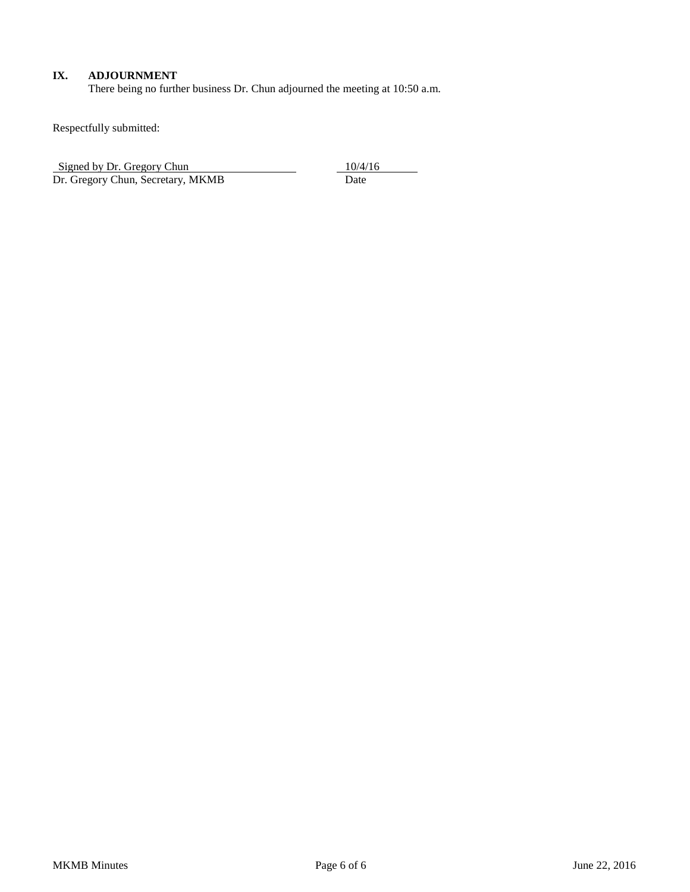## IX. ADJOURNMENT

There being no further business Dr. Chun adjourned the meeting at 10:50 a.m.

Respectfully submitted:

Signed by Dr. Gregory Chun  
Dr. Gregory Chun, Secretary, MKMB

10/4/16  
Date